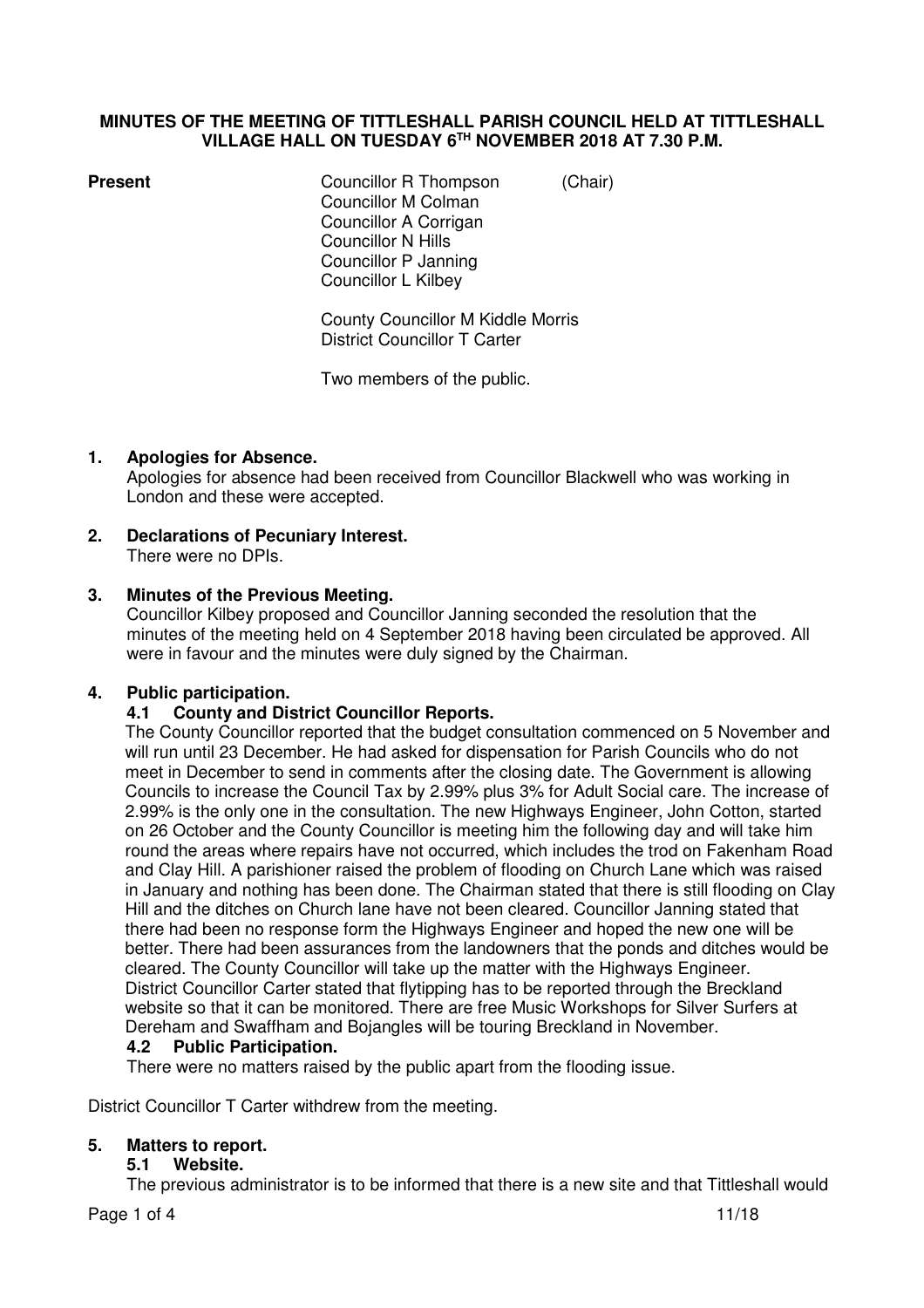# MINUTES OF THE MEETING OF TITTLESHALL PARISH COUNCIL HELD AT TITTLESHALL VILLAGE HALL ON TUESDAY 6TH NOVEMBER 2018 AT 7.30 P.M.

**Present**

Councillor R Thompson (Chair)
Councillor M Colman
Councillor A Corrigan
Councillor N Hills
Councillor P Janning
Councillor L Kilbey

County Councillor M Kiddle Morris
District Councillor T Carter

Two members of the public.

## 1. Apologies for Absence.

Apologies for absence had been received from Councillor Blackwell who was working in London and these were accepted.

## 2. Declarations of Pecuniary Interest.

There were no DPIs.

## 3. Minutes of the Previous Meeting.

Councillor Kilbey proposed and Councillor Janning seconded the resolution that the minutes of the meeting held on 4 September 2018 having been circulated be approved. All were in favour and the minutes were duly signed by the Chairman.

## 4. Public participation.

### 4.1 County and District Councillor Reports.

The County Councillor reported that the budget consultation commenced on 5 November and will run until 23 December. He had asked for dispensation for Parish Councils who do not meet in December to send in comments after the closing date. The Government is allowing Councils to increase the Council Tax by 2.99% plus 3% for Adult Social care. The increase of 2.99% is the only one in the consultation. The new Highways Engineer, John Cotton, started on 26 October and the County Councillor is meeting him the following day and will take him round the areas where repairs have not occurred, which includes the trod on Fakenham Road and Clay Hill. A parishioner raised the problem of flooding on Church Lane which was raised in January and nothing has been done. The Chairman stated that there is still flooding on Clay Hill and the ditches on Church lane have not been cleared. Councillor Janning stated that there had been no response form the Highways Engineer and hoped the new one will be better. There had been assurances from the landowners that the ponds and ditches would be cleared. The County Councillor will take up the matter with the Highways Engineer.
District Councillor Carter stated that flytipping has to be reported through the Breckland website so that it can be monitored. There are free Music Workshops for Silver Surfers at Dereham and Swaffham and Bojangles will be touring Breckland in November.

### 4.2 Public Participation.

There were no matters raised by the public apart from the flooding issue.

District Councillor T Carter withdrew from the meeting.

## 5. Matters to report.

### 5.1 Website.

The previous administrator is to be informed that there is a new site and that Tittleshall would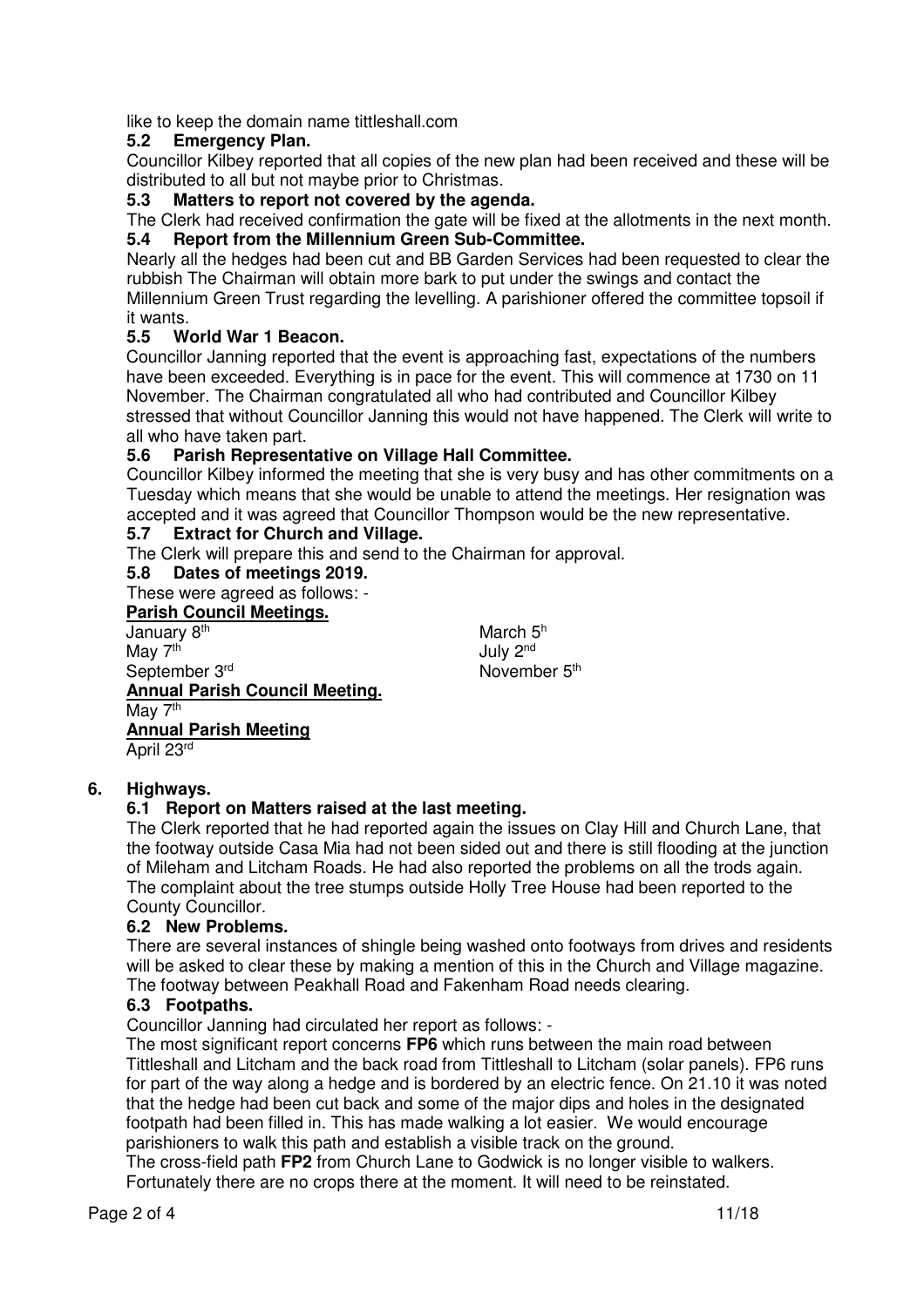like to keep the domain name tittleshall.com

### 5.2 Emergency Plan.

Councillor Kilbey reported that all copies of the new plan had been received and these will be distributed to all but not maybe prior to Christmas.

### 5.3 Matters to report not covered by the agenda.

The Clerk had received confirmation the gate will be fixed at the allotments in the next month.

### 5.4 Report from the Millennium Green Sub-Committee.

Nearly all the hedges had been cut and BB Garden Services had been requested to clear the rubbish The Chairman will obtain more bark to put under the swings and contact the Millennium Green Trust regarding the levelling. A parishioner offered the committee topsoil if it wants.

### 5.5 World War 1 Beacon.

Councillor Janning reported that the event is approaching fast, expectations of the numbers have been exceeded. Everything is in pace for the event. This will commence at 1730 on 11 November. The Chairman congratulated all who had contributed and Councillor Kilbey stressed that without Councillor Janning this would not have happened. The Clerk will write to all who have taken part.

### 5.6 Parish Representative on Village Hall Committee.

Councillor Kilbey informed the meeting that she is very busy and has other commitments on a Tuesday which means that she would be unable to attend the meetings. Her resignation was accepted and it was agreed that Councillor Thompson would be the new representative.

### 5.7 Extract for Church and Village.

The Clerk will prepare this and send to the Chairman for approval.

### 5.8 Dates of meetings 2019.

These were agreed as follows: -

**Parish Council Meetings.**

| | |
|---|---|
| January 8th | March 5h |
| May 7th | July 2nd |
| September 3rd | November 5th |

**Annual Parish Council Meeting.**

May 7th

**Annual Parish Meeting**

April 23rd

## 6. Highways.

### 6.1 Report on Matters raised at the last meeting.

The Clerk reported that he had reported again the issues on Clay Hill and Church Lane, that the footway outside Casa Mia had not been sided out and there is still flooding at the junction of Mileham and Litcham Roads. He had also reported the problems on all the trods again. The complaint about the tree stumps outside Holly Tree House had been reported to the County Councillor.

### 6.2 New Problems.

There are several instances of shingle being washed onto footways from drives and residents will be asked to clear these by making a mention of this in the Church and Village magazine. The footway between Peakhall Road and Fakenham Road needs clearing.

### 6.3 Footpaths.

Councillor Janning had circulated her report as follows: -

The most significant report concerns **FP6** which runs between the main road between Tittleshall and Litcham and the back road from Tittleshall to Litcham (solar panels). FP6 runs for part of the way along a hedge and is bordered by an electric fence. On 21.10 it was noted that the hedge had been cut back and some of the major dips and holes in the designated footpath had been filled in. This has made walking a lot easier. We would encourage parishioners to walk this path and establish a visible track on the ground.

The cross-field path **FP2** from Church Lane to Godwick is no longer visible to walkers. Fortunately there are no crops there at the moment. It will need to be reinstated.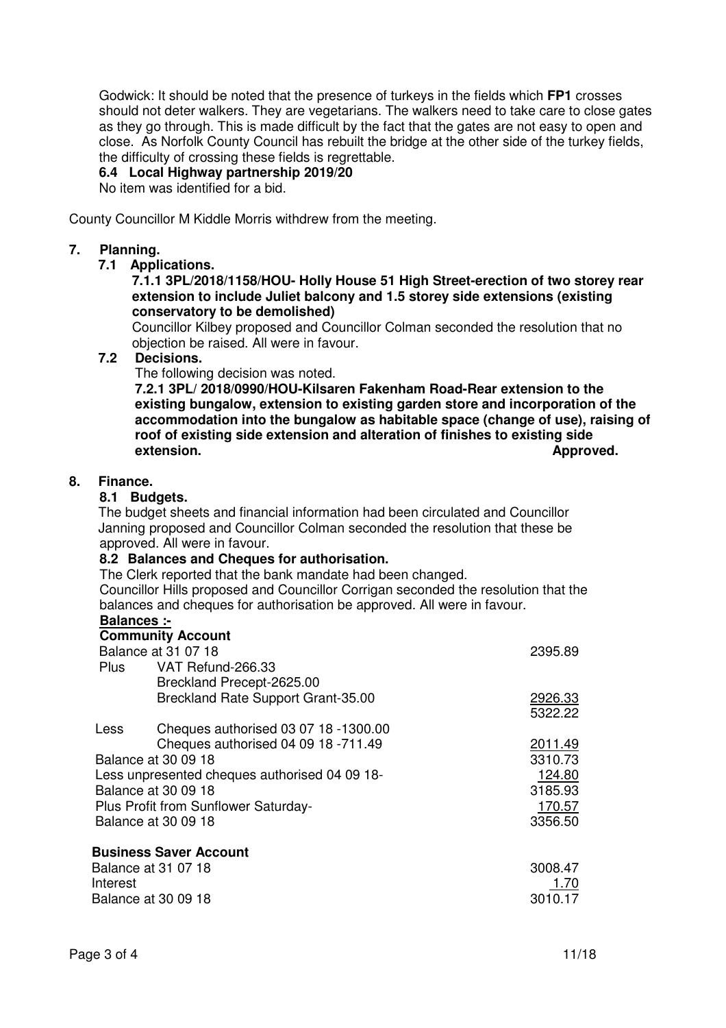Godwick: It should be noted that the presence of turkeys in the fields which **FP1** crosses should not deter walkers. They are vegetarians. The walkers need to take care to close gates as they go through. This is made difficult by the fact that the gates are not easy to open and close. As Norfolk County Council has rebuilt the bridge at the other side of the turkey fields, the difficulty of crossing these fields is regrettable.

**6.4 Local Highway partnership 2019/20**

No item was identified for a bid.

County Councillor M Kiddle Morris withdrew from the meeting.

## 7. Planning.

### 7.1 Applications.

**7.1.1 3PL/2018/1158/HOU- Holly House 51 High Street-erection of two storey rear extension to include Juliet balcony and 1.5 storey side extensions (existing conservatory to be demolished)**

Councillor Kilbey proposed and Councillor Colman seconded the resolution that no objection be raised. All were in favour.

### 7.2 Decisions.

The following decision was noted.

**7.2.1 3PL/ 2018/0990/HOU-Kilsaren Fakenham Road-Rear extension to the existing bungalow, extension to existing garden store and incorporation of the accommodation into the bungalow as habitable space (change of use), raising of roof of existing side extension and alteration of finishes to existing side extension. Approved.**

## 8. Finance.

### 8.1 Budgets.

The budget sheets and financial information had been circulated and Councillor Janning proposed and Councillor Colman seconded the resolution that these be approved. All were in favour.

### 8.2 Balances and Cheques for authorisation.

The Clerk reported that the bank mandate had been changed.

Councillor Hills proposed and Councillor Corrigan seconded the resolution that the balances and cheques for authorisation be approved. All were in favour.

**Balances :-**

**Community Account**

| | | |
|---|---|---|
| Balance at 31 07 18 | | 2395.89 |
| Plus | VAT Refund-266.33 | |
| | Breckland Precept-2625.00 | |
| | Breckland Rate Support Grant-35.00 | 2926.33 |
| | | 5322.22 |
| Less | Cheques authorised 03 07 18 -1300.00 | |
| | Cheques authorised 04 09 18 -711.49 | 2011.49 |
| Balance at 30 09 18 | | 3310.73 |
| Less unpresented cheques authorised 04 09 18- | | 124.80 |
| Balance at 30 09 18 | | 3185.93 |
| Plus Profit from Sunflower Saturday- | | 170.57 |
| Balance at 30 09 18 | | 3356.50 |

**Business Saver Account**

| | |
|---|---|
| Balance at 31 07 18 | 3008.47 |
| Interest | 1.70 |
| Balance at 30 09 18 | 3010.17 |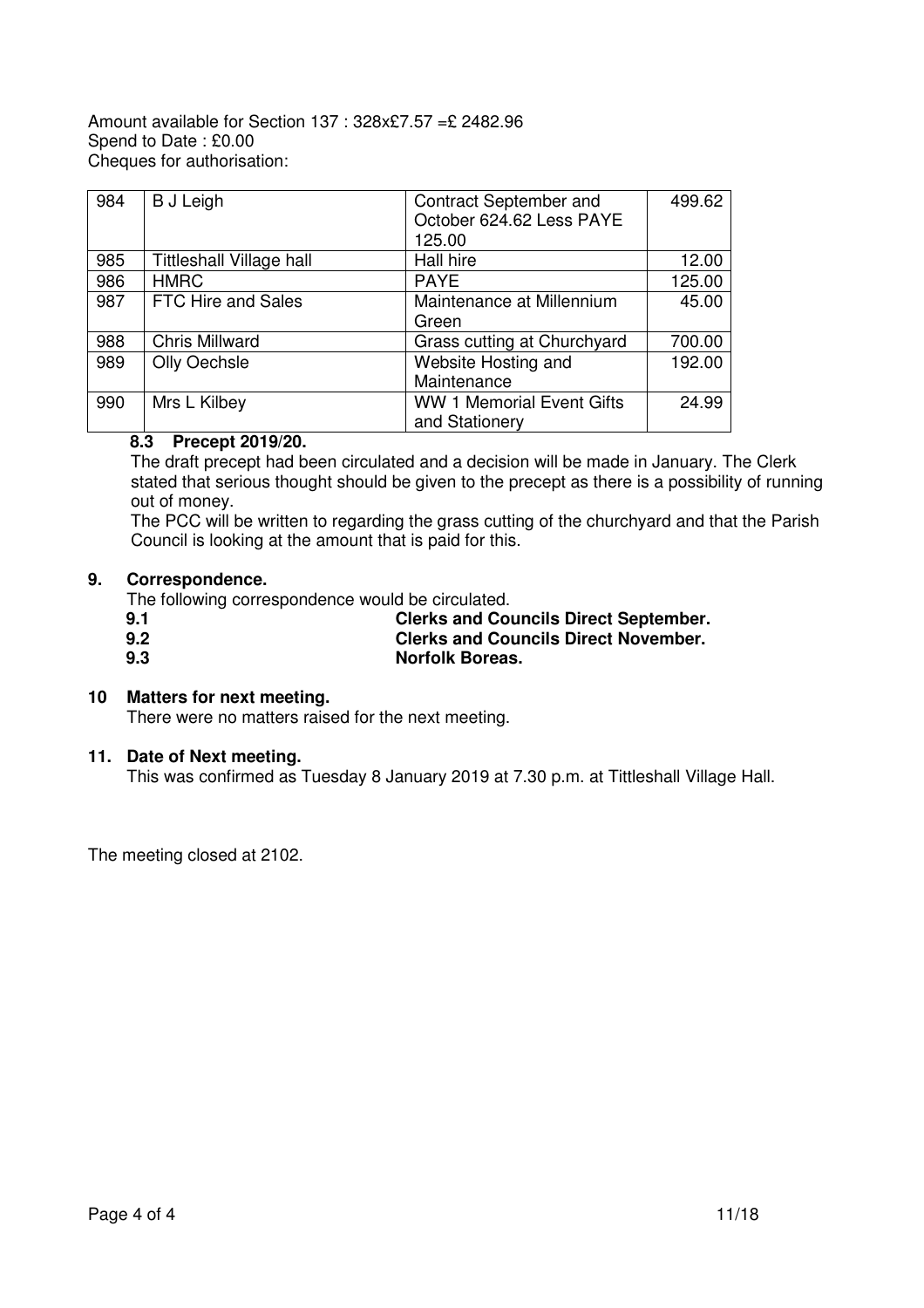Amount available for Section 137 : 328x£7.57 =£ 2482.96
Spend to Date : £0.00
Cheques for authorisation:

| | | | |
|---|---|---|---|
| 984 | B J Leigh | Contract September and October 624.62 Less PAYE 125.00 | 499.62 |
| 985 | Tittleshall Village hall | Hall hire | 12.00 |
| 986 | HMRC | PAYE | 125.00 |
| 987 | FTC Hire and Sales | Maintenance at Millennium Green | 45.00 |
| 988 | Chris Millward | Grass cutting at Churchyard | 700.00 |
| 989 | Olly Oechsle | Website Hosting and Maintenance | 192.00 |
| 990 | Mrs L Kilbey | WW 1 Memorial Event Gifts and Stationery | 24.99 |

### 8.3 Precept 2019/20.

The draft precept had been circulated and a decision will be made in January. The Clerk stated that serious thought should be given to the precept as there is a possibility of running out of money.

The PCC will be written to regarding the grass cutting of the churchyard and that the Parish Council is looking at the amount that is paid for this.

## 9. Correspondence.

The following correspondence would be circulated.

**9.1** **Clerks and Councils Direct September.**

**9.2** **Clerks and Councils Direct November.**

**9.3** **Norfolk Boreas.**

## 10 Matters for next meeting.

There were no matters raised for the next meeting.

## 11. Date of Next meeting.

This was confirmed as Tuesday 8 January 2019 at 7.30 p.m. at Tittleshall Village Hall.

The meeting closed at 2102.